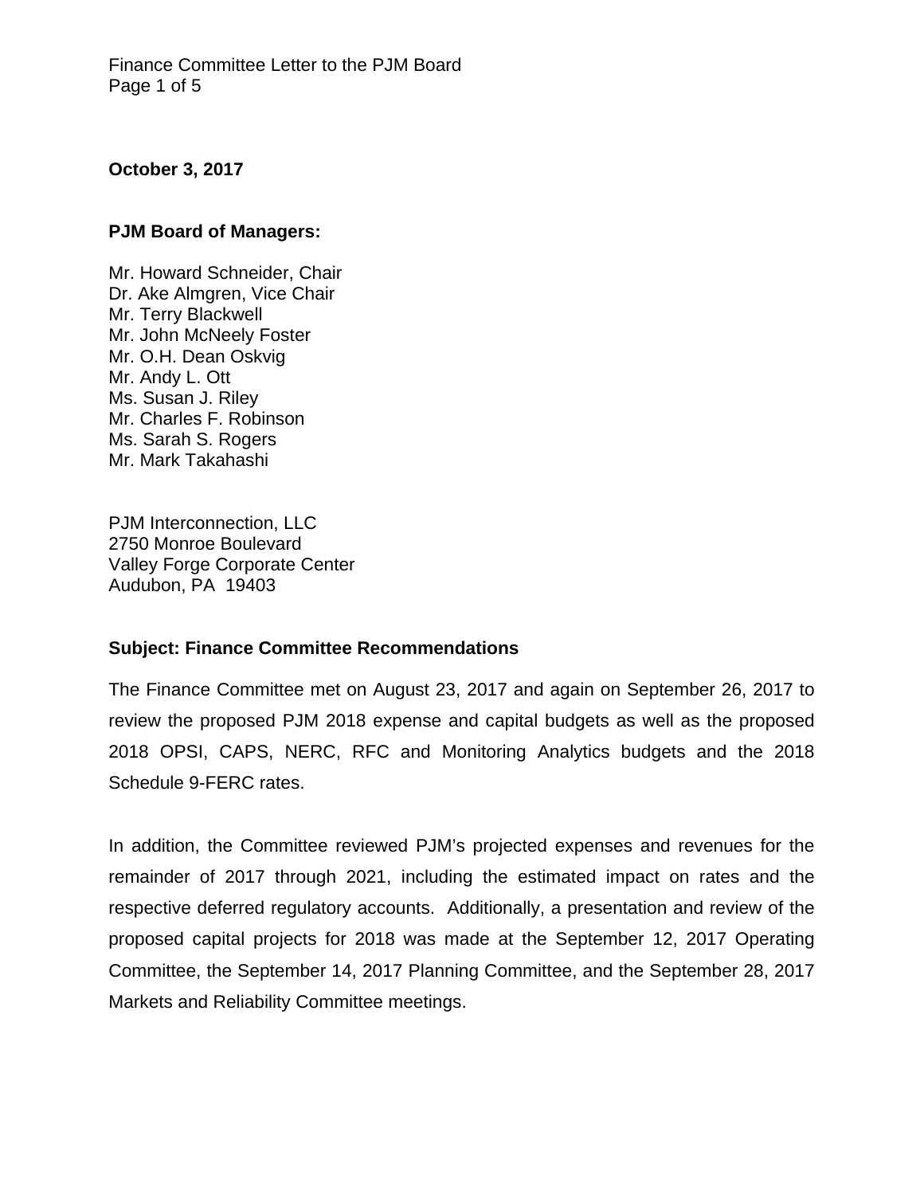**October 3, 2017**

**PJM Board of Managers:**

Mr. Howard Schneider, Chair
Dr. Ake Almgren, Vice Chair
Mr. Terry Blackwell
Mr. John McNeely Foster
Mr. O.H. Dean Oskvig
Mr. Andy L. Ott
Ms. Susan J. Riley
Mr. Charles F. Robinson
Ms. Sarah S. Rogers
Mr. Mark Takahashi

PJM Interconnection, LLC
2750 Monroe Boulevard
Valley Forge Corporate Center
Audubon, PA 19403

**Subject: Finance Committee Recommendations**

The Finance Committee met on August 23, 2017 and again on September 26, 2017 to review the proposed PJM 2018 expense and capital budgets as well as the proposed 2018 OPSI, CAPS, NERC, RFC and Monitoring Analytics budgets and the 2018 Schedule 9-FERC rates.

In addition, the Committee reviewed PJM's projected expenses and revenues for the remainder of 2017 through 2021, including the estimated impact on rates and the respective deferred regulatory accounts. Additionally, a presentation and review of the proposed capital projects for 2018 was made at the September 12, 2017 Operating Committee, the September 14, 2017 Planning Committee, and the September 28, 2017 Markets and Reliability Committee meetings.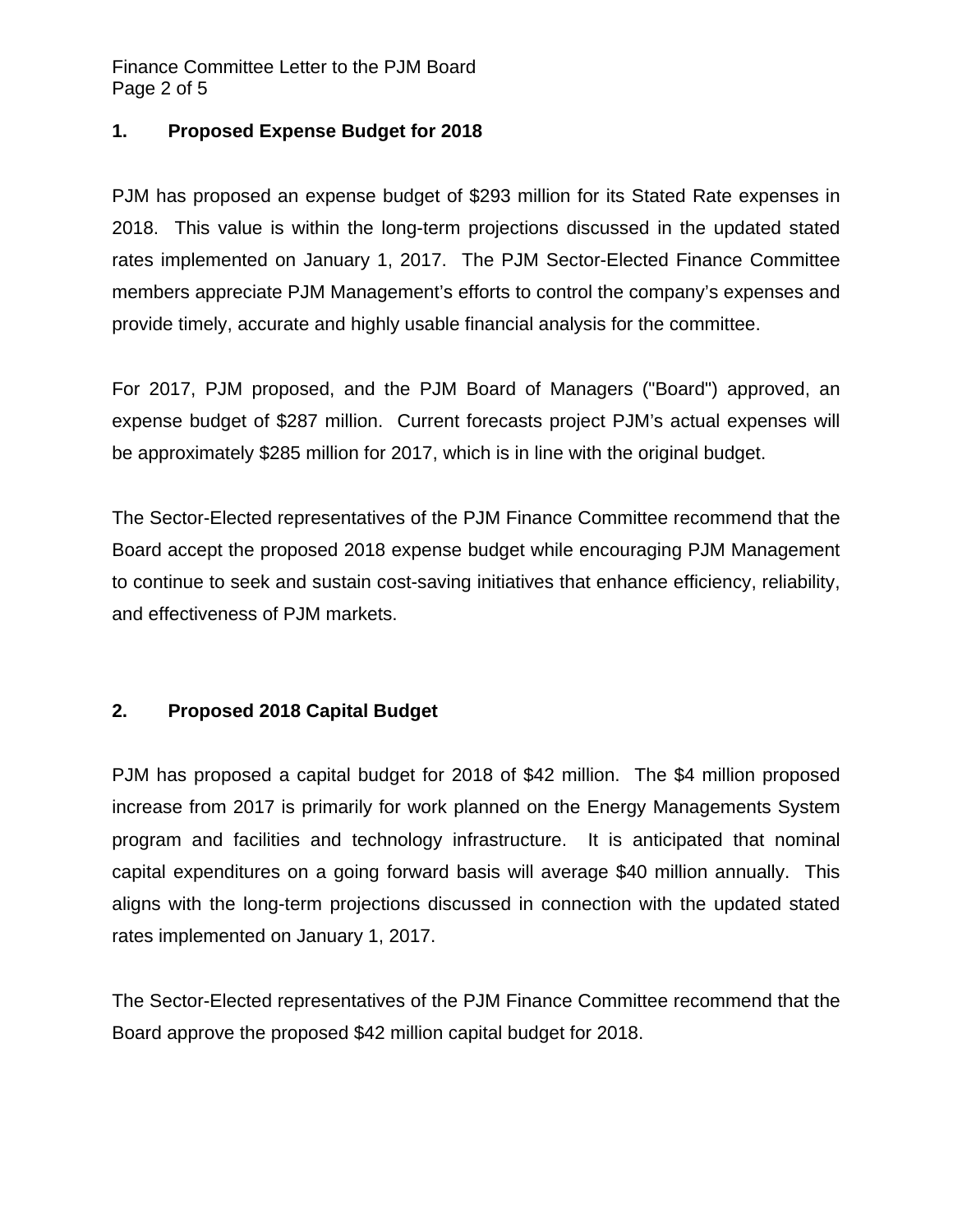## 1. Proposed Expense Budget for 2018

PJM has proposed an expense budget of $293 million for its Stated Rate expenses in 2018. This value is within the long-term projections discussed in the updated stated rates implemented on January 1, 2017. The PJM Sector-Elected Finance Committee members appreciate PJM Management's efforts to control the company's expenses and provide timely, accurate and highly usable financial analysis for the committee.

For 2017, PJM proposed, and the PJM Board of Managers ("Board") approved, an expense budget of $287 million. Current forecasts project PJM's actual expenses will be approximately $285 million for 2017, which is in line with the original budget.

The Sector-Elected representatives of the PJM Finance Committee recommend that the Board accept the proposed 2018 expense budget while encouraging PJM Management to continue to seek and sustain cost-saving initiatives that enhance efficiency, reliability, and effectiveness of PJM markets.

## 2. Proposed 2018 Capital Budget

PJM has proposed a capital budget for 2018 of $42 million. The $4 million proposed increase from 2017 is primarily for work planned on the Energy Managements System program and facilities and technology infrastructure. It is anticipated that nominal capital expenditures on a going forward basis will average $40 million annually. This aligns with the long-term projections discussed in connection with the updated stated rates implemented on January 1, 2017.

The Sector-Elected representatives of the PJM Finance Committee recommend that the Board approve the proposed $42 million capital budget for 2018.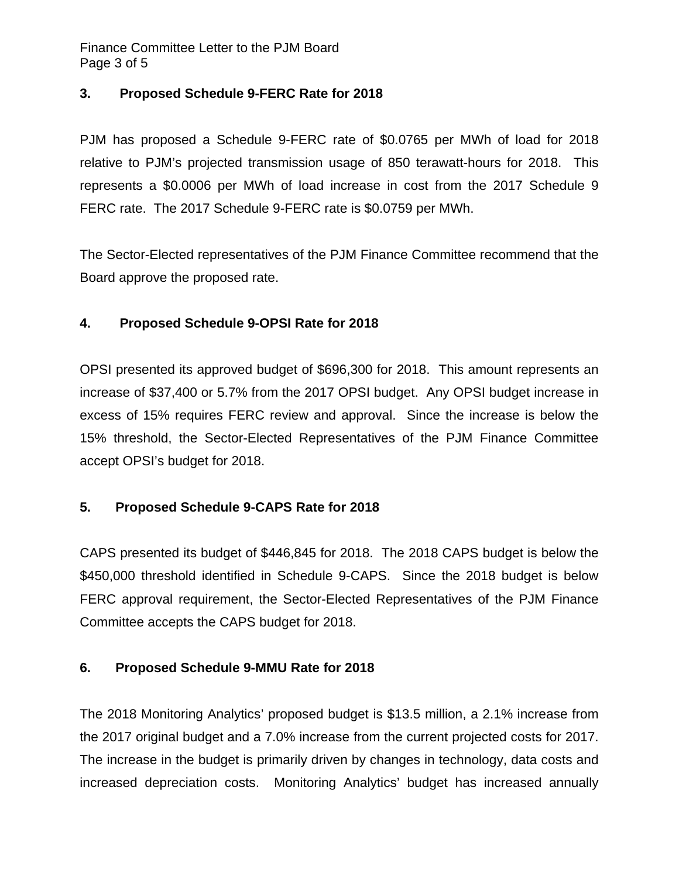### 3. Proposed Schedule 9-FERC Rate for 2018

PJM has proposed a Schedule 9-FERC rate of $0.0765 per MWh of load for 2018 relative to PJM's projected transmission usage of 850 terawatt-hours for 2018. This represents a $0.0006 per MWh of load increase in cost from the 2017 Schedule 9 FERC rate. The 2017 Schedule 9-FERC rate is $0.0759 per MWh.

The Sector-Elected representatives of the PJM Finance Committee recommend that the Board approve the proposed rate.

### 4. Proposed Schedule 9-OPSI Rate for 2018

OPSI presented its approved budget of $696,300 for 2018. This amount represents an increase of $37,400 or 5.7% from the 2017 OPSI budget. Any OPSI budget increase in excess of 15% requires FERC review and approval. Since the increase is below the 15% threshold, the Sector-Elected Representatives of the PJM Finance Committee accept OPSI's budget for 2018.

### 5. Proposed Schedule 9-CAPS Rate for 2018

CAPS presented its budget of $446,845 for 2018. The 2018 CAPS budget is below the $450,000 threshold identified in Schedule 9-CAPS. Since the 2018 budget is below FERC approval requirement, the Sector-Elected Representatives of the PJM Finance Committee accepts the CAPS budget for 2018.

### 6. Proposed Schedule 9-MMU Rate for 2018

The 2018 Monitoring Analytics' proposed budget is $13.5 million, a 2.1% increase from the 2017 original budget and a 7.0% increase from the current projected costs for 2017. The increase in the budget is primarily driven by changes in technology, data costs and increased depreciation costs. Monitoring Analytics' budget has increased annually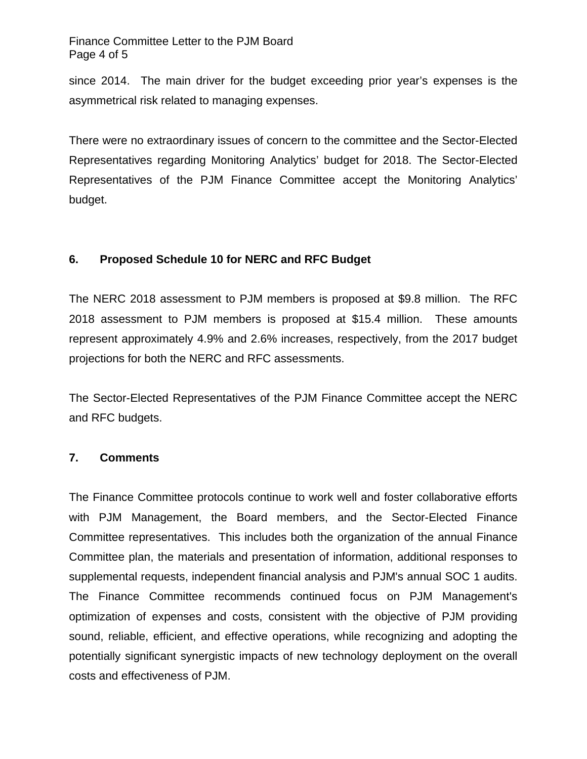since 2014. The main driver for the budget exceeding prior year's expenses is the asymmetrical risk related to managing expenses.

There were no extraordinary issues of concern to the committee and the Sector-Elected Representatives regarding Monitoring Analytics' budget for 2018. The Sector-Elected Representatives of the PJM Finance Committee accept the Monitoring Analytics' budget.

## 6. Proposed Schedule 10 for NERC and RFC Budget

The NERC 2018 assessment to PJM members is proposed at $9.8 million. The RFC 2018 assessment to PJM members is proposed at $15.4 million. These amounts represent approximately 4.9% and 2.6% increases, respectively, from the 2017 budget projections for both the NERC and RFC assessments.

The Sector-Elected Representatives of the PJM Finance Committee accept the NERC and RFC budgets.

## 7. Comments

The Finance Committee protocols continue to work well and foster collaborative efforts with PJM Management, the Board members, and the Sector-Elected Finance Committee representatives. This includes both the organization of the annual Finance Committee plan, the materials and presentation of information, additional responses to supplemental requests, independent financial analysis and PJM's annual SOC 1 audits. The Finance Committee recommends continued focus on PJM Management's optimization of expenses and costs, consistent with the objective of PJM providing sound, reliable, efficient, and effective operations, while recognizing and adopting the potentially significant synergistic impacts of new technology deployment on the overall costs and effectiveness of PJM.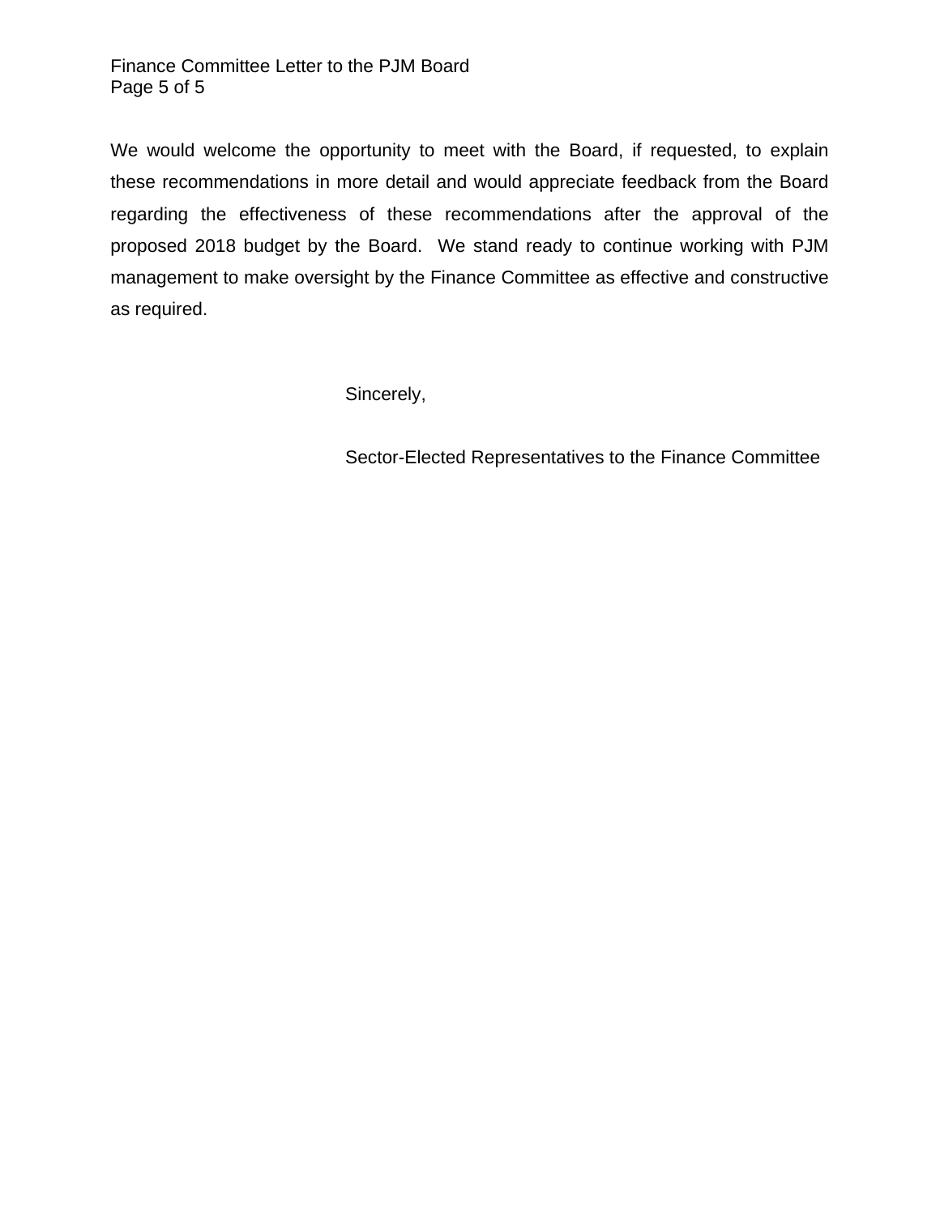We would welcome the opportunity to meet with the Board, if requested, to explain these recommendations in more detail and would appreciate feedback from the Board regarding the effectiveness of these recommendations after the approval of the proposed 2018 budget by the Board.  We stand ready to continue working with PJM management to make oversight by the Finance Committee as effective and constructive as required.

Sincerely,

Sector-Elected Representatives to the Finance Committee